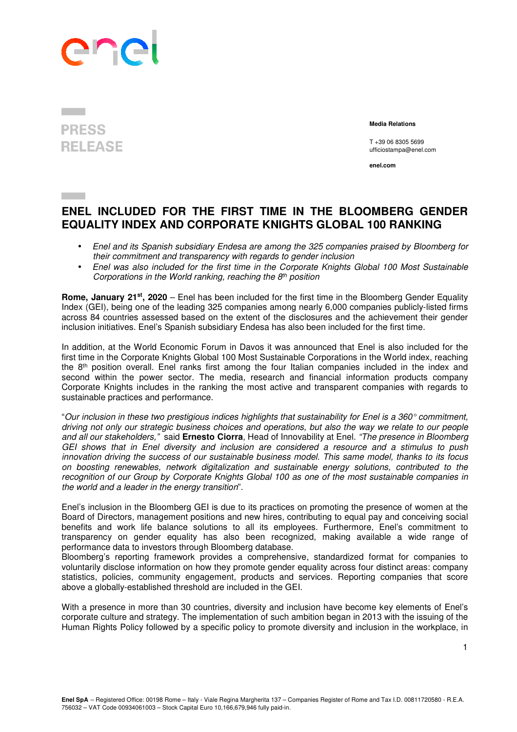# PRESS RELEASE

**Media Relations**

T +39 06 8305 5699
ufficiostampa@enel.com

**enel.com**

## ENEL INCLUDED FOR THE FIRST TIME IN THE BLOOMBERG GENDER EQUALITY INDEX AND CORPORATE KNIGHTS GLOBAL 100 RANKING

- *Enel and its Spanish subsidiary Endesa are among the 325 companies praised by Bloomberg for their commitment and transparency with regards to gender inclusion*
- *Enel was also included for the first time in the Corporate Knights Global 100 Most Sustainable Corporations in the World ranking, reaching the 8th position*

**Rome, January 21st, 2020** – Enel has been included for the first time in the Bloomberg Gender Equality Index (GEI), being one of the leading 325 companies among nearly 6,000 companies publicly-listed firms across 84 countries assessed based on the extent of the disclosures and the achievement their gender inclusion initiatives. Enel's Spanish subsidiary Endesa has also been included for the first time.

In addition, at the World Economic Forum in Davos it was announced that Enel is also included for the first time in the Corporate Knights Global 100 Most Sustainable Corporations in the World index, reaching the 8th position overall. Enel ranks first among the four Italian companies included in the index and second within the power sector. The media, research and financial information products company Corporate Knights includes in the ranking the most active and transparent companies with regards to sustainable practices and performance.

"*Our inclusion in these two prestigious indices highlights that sustainability for Enel is a 360° commitment, driving not only our strategic business choices and operations, but also the way we relate to our people and all our stakeholders,*" said **Ernesto Ciorra**, Head of Innovability at Enel. *"The presence in Bloomberg GEI shows that in Enel diversity and inclusion are considered a resource and a stimulus to push innovation driving the success of our sustainable business model. This same model, thanks to its focus on boosting renewables, network digitalization and sustainable energy solutions, contributed to the recognition of our Group by Corporate Knights Global 100 as one of the most sustainable companies in the world and a leader in the energy transition*".

Enel's inclusion in the Bloomberg GEI is due to its practices on promoting the presence of women at the Board of Directors, management positions and new hires, contributing to equal pay and conceiving social benefits and work life balance solutions to all its employees. Furthermore, Enel's commitment to transparency on gender equality has also been recognized, making available a wide range of performance data to investors through Bloomberg database.
Bloomberg's reporting framework provides a comprehensive, standardized format for companies to voluntarily disclose information on how they promote gender equality across four distinct areas: company statistics, policies, community engagement, products and services. Reporting companies that score above a globally-established threshold are included in the GEI.

With a presence in more than 30 countries, diversity and inclusion have become key elements of Enel's corporate culture and strategy. The implementation of such ambition began in 2013 with the issuing of the Human Rights Policy followed by a specific policy to promote diversity and inclusion in the workplace, in

**Enel SpA** – Registered Office: 00198 Rome – Italy - Viale Regina Margherita 137 – Companies Register of Rome and Tax I.D. 00811720580 - R.E.A. 756032 – VAT Code 00934061003 – Stock Capital Euro 10,166,679,946 fully paid-in.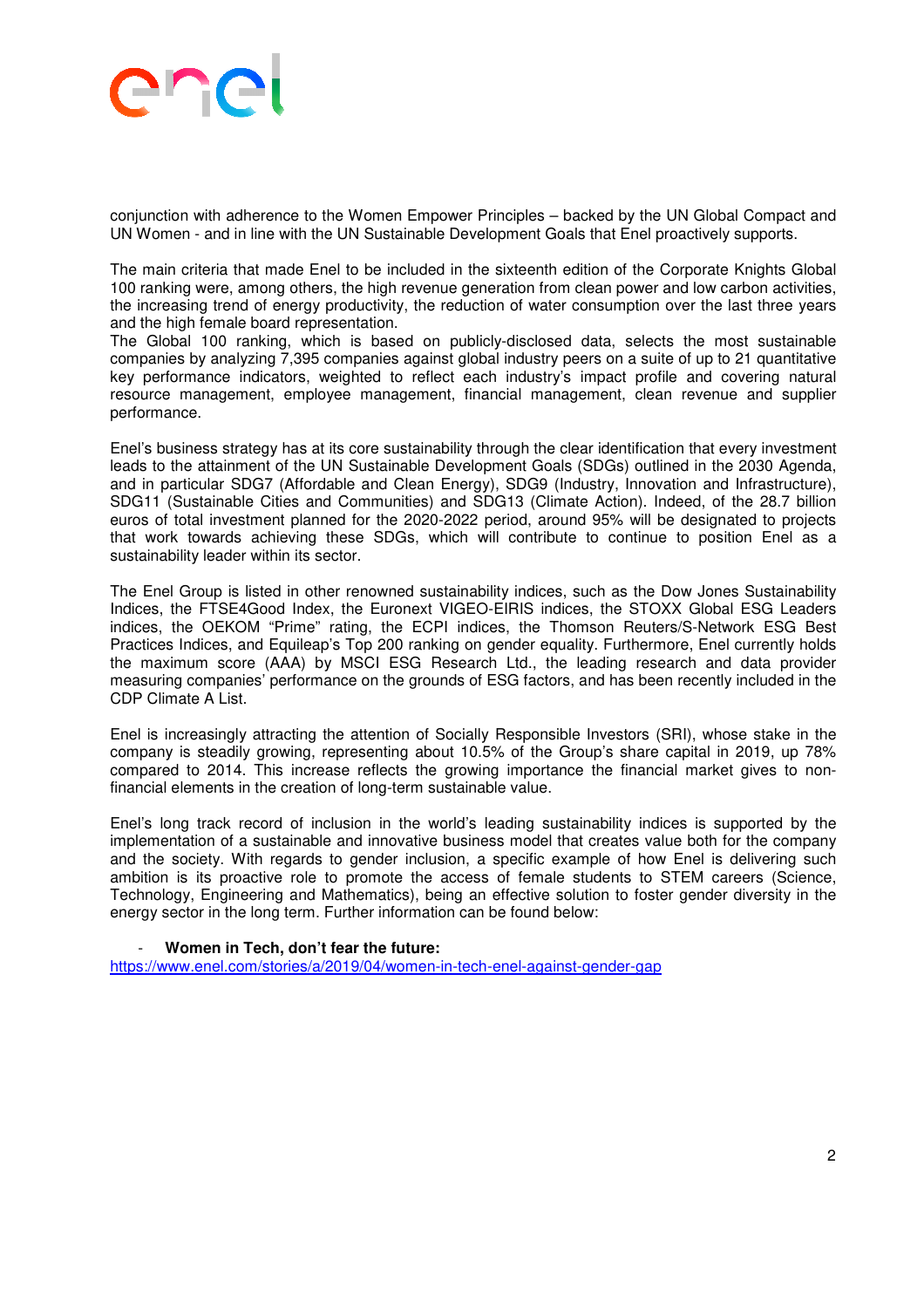conjunction with adherence to the Women Empower Principles – backed by the UN Global Compact and UN Women - and in line with the UN Sustainable Development Goals that Enel proactively supports.

The main criteria that made Enel to be included in the sixteenth edition of the Corporate Knights Global 100 ranking were, among others, the high revenue generation from clean power and low carbon activities, the increasing trend of energy productivity, the reduction of water consumption over the last three years and the high female board representation.
The Global 100 ranking, which is based on publicly-disclosed data, selects the most sustainable companies by analyzing 7,395 companies against global industry peers on a suite of up to 21 quantitative key performance indicators, weighted to reflect each industry's impact profile and covering natural resource management, employee management, financial management, clean revenue and supplier performance.

Enel's business strategy has at its core sustainability through the clear identification that every investment leads to the attainment of the UN Sustainable Development Goals (SDGs) outlined in the 2030 Agenda, and in particular SDG7 (Affordable and Clean Energy), SDG9 (Industry, Innovation and Infrastructure), SDG11 (Sustainable Cities and Communities) and SDG13 (Climate Action). Indeed, of the 28.7 billion euros of total investment planned for the 2020-2022 period, around 95% will be designated to projects that work towards achieving these SDGs, which will contribute to continue to position Enel as a sustainability leader within its sector.

The Enel Group is listed in other renowned sustainability indices, such as the Dow Jones Sustainability Indices, the FTSE4Good Index, the Euronext VIGEO-EIRIS indices, the STOXX Global ESG Leaders indices, the OEKOM "Prime" rating, the ECPI indices, the Thomson Reuters/S-Network ESG Best Practices Indices, and Equileap's Top 200 ranking on gender equality. Furthermore, Enel currently holds the maximum score (AAA) by MSCI ESG Research Ltd., the leading research and data provider measuring companies' performance on the grounds of ESG factors, and has been recently included in the CDP Climate A List.

Enel is increasingly attracting the attention of Socially Responsible Investors (SRI), whose stake in the company is steadily growing, representing about 10.5% of the Group's share capital in 2019, up 78% compared to 2014. This increase reflects the growing importance the financial market gives to non-financial elements in the creation of long-term sustainable value.

Enel's long track record of inclusion in the world's leading sustainability indices is supported by the implementation of a sustainable and innovative business model that creates value both for the company and the society. With regards to gender inclusion, a specific example of how Enel is delivering such ambition is its proactive role to promote the access of female students to STEM careers (Science, Technology, Engineering and Mathematics), being an effective solution to foster gender diversity in the energy sector in the long term. Further information can be found below:

- **Women in Tech, don't fear the future:**
https://www.enel.com/stories/a/2019/04/women-in-tech-enel-against-gender-gap